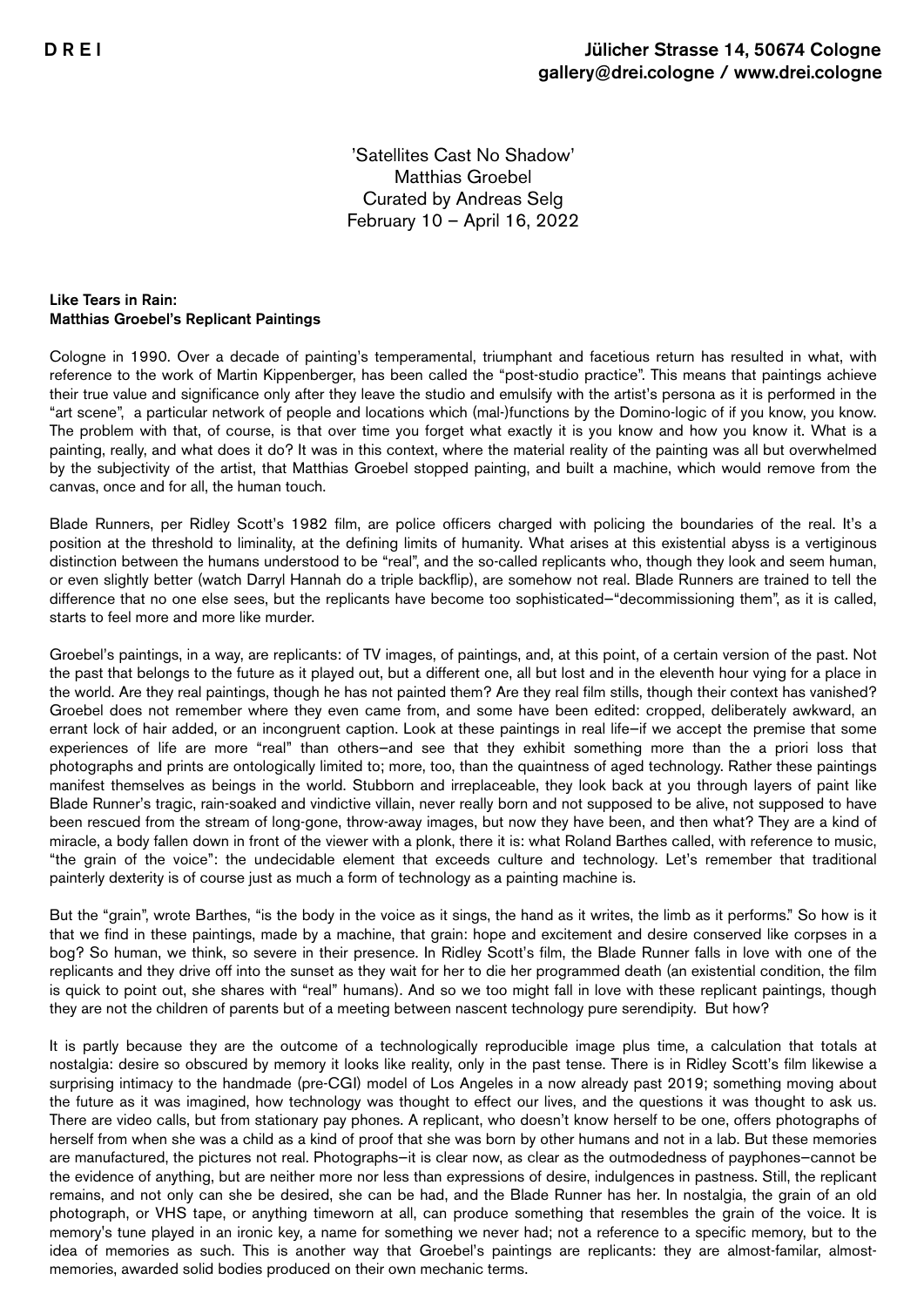DREI

Jülicher Strasse 14, 50674 Cologne
gallery@drei.cologne / www.drei.cologne

'Satellites Cast No Shadow'
Matthias Groebel
Curated by Andreas Selg
February 10 – April 16, 2022

**Like Tears in Rain:**
**Matthias Groebel's Replicant Paintings**

Cologne in 1990. Over a decade of painting's temperamental, triumphant and facetious return has resulted in what, with reference to the work of Martin Kippenberger, has been called the "post-studio practice". This means that paintings achieve their true value and significance only after they leave the studio and emulsify with the artist's persona as it is performed in the "art scene", a particular network of people and locations which (mal-)functions by the Domino-logic of if you know, you know. The problem with that, of course, is that over time you forget what exactly it is you know and how you know it. What is a painting, really, and what does it do? It was in this context, where the material reality of the painting was all but overwhelmed by the subjectivity of the artist, that Matthias Groebel stopped painting, and built a machine, which would remove from the canvas, once and for all, the human touch.

Blade Runners, per Ridley Scott's 1982 film, are police officers charged with policing the boundaries of the real. It's a position at the threshold to liminality, at the defining limits of humanity. What arises at this existential abyss is a vertiginous distinction between the humans understood to be "real", and the so-called replicants who, though they look and seem human, or even slightly better (watch Darryl Hannah do a triple backflip), are somehow not real. Blade Runners are trained to tell the difference that no one else sees, but the replicants have become too sophisticated–"decommissioning them", as it is called, starts to feel more and more like murder.

Groebel's paintings, in a way, are replicants: of TV images, of paintings, and, at this point, of a certain version of the past. Not the past that belongs to the future as it played out, but a different one, all but lost and in the eleventh hour vying for a place in the world. Are they real paintings, though he has not painted them? Are they real film stills, though their context has vanished? Groebel does not remember where they even came from, and some have been edited: cropped, deliberately awkward, an errant lock of hair added, or an incongruent caption. Look at these paintings in real life–if we accept the premise that some experiences of life are more "real" than others–and see that they exhibit something more than the a priori loss that photographs and prints are ontologically limited to; more, too, than the quaintness of aged technology. Rather these paintings manifest themselves as beings in the world. Stubborn and irreplaceable, they look back at you through layers of paint like Blade Runner's tragic, rain-soaked and vindictive villain, never really born and not supposed to be alive, not supposed to have been rescued from the stream of long-gone, throw-away images, but now they have been, and then what? They are a kind of miracle, a body fallen down in front of the viewer with a plonk, there it is: what Roland Barthes called, with reference to music, "the grain of the voice": the undecidable element that exceeds culture and technology. Let's remember that traditional painterly dexterity is of course just as much a form of technology as a painting machine is.

But the "grain", wrote Barthes, "is the body in the voice as it sings, the hand as it writes, the limb as it performs." So how is it that we find in these paintings, made by a machine, that grain: hope and excitement and desire conserved like corpses in a bog? So human, we think, so severe in their presence. In Ridley Scott's film, the Blade Runner falls in love with one of the replicants and they drive off into the sunset as they wait for her to die her programmed death (an existential condition, the film is quick to point out, she shares with "real" humans). And so we too might fall in love with these replicant paintings, though they are not the children of parents but of a meeting between nascent technology pure serendipity. But how?

It is partly because they are the outcome of a technologically reproducible image plus time, a calculation that totals at nostalgia: desire so obscured by memory it looks like reality, only in the past tense. There is in Ridley Scott's film likewise a surprising intimacy to the handmade (pre-CGI) model of Los Angeles in a now already past 2019; something moving about the future as it was imagined, how technology was thought to effect our lives, and the questions it was thought to ask us. There are video calls, but from stationary pay phones. A replicant, who doesn't know herself to be one, offers photographs of herself from when she was a child as a kind of proof that she was born by other humans and not in a lab. But these memories are manufactured, the pictures not real. Photographs–it is clear now, as clear as the outmodedness of payphones–cannot be the evidence of anything, but are neither more nor less than expressions of desire, indulgences in pastness. Still, the replicant remains, and not only can she be desired, she can be had, and the Blade Runner has her. In nostalgia, the grain of an old photograph, or VHS tape, or anything timeworn at all, can produce something that resembles the grain of the voice. It is memory's tune played in an ironic key, a name for something we never had; not a reference to a specific memory, but to the idea of memories as such. This is another way that Groebel's paintings are replicants: they are almost-familar, almost-memories, awarded solid bodies produced on their own mechanic terms.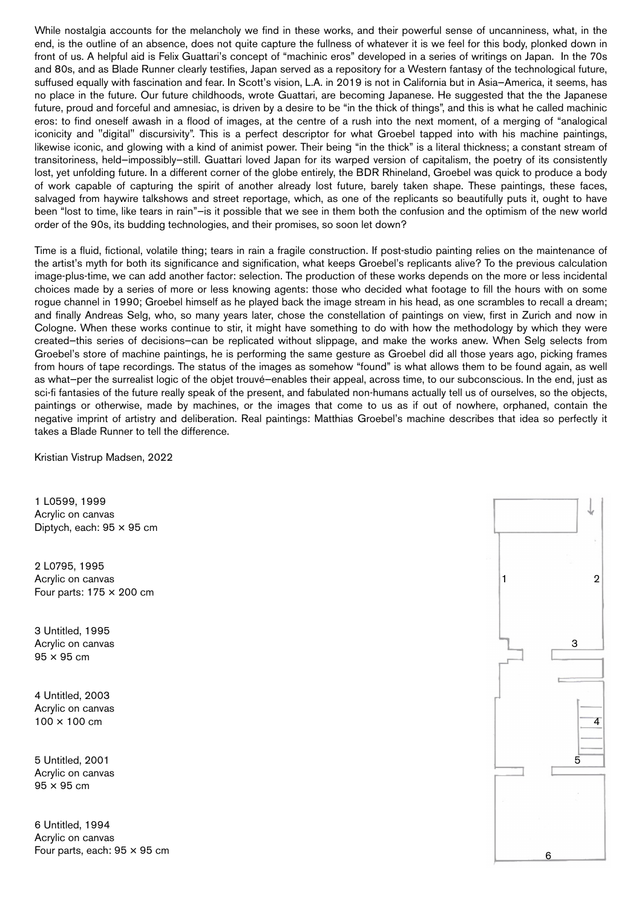While nostalgia accounts for the melancholy we find in these works, and their powerful sense of uncanniness, what, in the end, is the outline of an absence, does not quite capture the fullness of whatever it is we feel for this body, plonked down in front of us. A helpful aid is Felix Guattari's concept of "machinic eros" developed in a series of writings on Japan. In the 70s and 80s, and as Blade Runner clearly testifies, Japan served as a repository for a Western fantasy of the technological future, suffused equally with fascination and fear. In Scott's vision, L.A. in 2019 is not in California but in Asia—America, it seems, has no place in the future. Our future childhoods, wrote Guattari, are becoming Japanese. He suggested that the the Japanese future, proud and forceful and amnesiac, is driven by a desire to be "in the thick of things", and this is what he called machinic eros: to find oneself awash in a flood of images, at the centre of a rush into the next moment, of a merging of "analogical iconicity and "digital" discursivity". This is a perfect descriptor for what Groebel tapped into with his machine paintings, likewise iconic, and glowing with a kind of animist power. Their being "in the thick" is a literal thickness; a constant stream of transitoriness, held—impossibly—still. Guattari loved Japan for its warped version of capitalism, the poetry of its consistently lost, yet unfolding future. In a different corner of the globe entirely, the BDR Rhineland, Groebel was quick to produce a body of work capable of capturing the spirit of another already lost future, barely taken shape. These paintings, these faces, salvaged from haywire talkshows and street reportage, which, as one of the replicants so beautifully puts it, ought to have been "lost to time, like tears in rain"—is it possible that we see in them both the confusion and the optimism of the new world order of the 90s, its budding technologies, and their promises, so soon let down?

Time is a fluid, fictional, volatile thing; tears in rain a fragile construction. If post-studio painting relies on the maintenance of the artist's myth for both its significance and signification, what keeps Groebel's replicants alive? To the previous calculation image-plus-time, we can add another factor: selection. The production of these works depends on the more or less incidental choices made by a series of more or less knowing agents: those who decided what footage to fill the hours with on some rogue channel in 1990; Groebel himself as he played back the image stream in his head, as one scrambles to recall a dream; and finally Andreas Selg, who, so many years later, chose the constellation of paintings on view, first in Zurich and now in Cologne. When these works continue to stir, it might have something to do with how the methodology by which they were created—this series of decisions—can be replicated without slippage, and make the works anew. When Selg selects from Groebel's store of machine paintings, he is performing the same gesture as Groebel did all those years ago, picking frames from hours of tape recordings. The status of the images as somehow "found" is what allows them to be found again, as well as what—per the surrealist logic of the objet trouvé—enables their appeal, across time, to our subconscious. In the end, just as sci-fi fantasies of the future really speak of the present, and fabulated non-humans actually tell us of ourselves, so the objects, paintings or otherwise, made by machines, or the images that come to us as if out of nowhere, orphaned, contain the negative imprint of artistry and deliberation. Real paintings: Matthias Groebel's machine describes that idea so perfectly it takes a Blade Runner to tell the difference.

Kristian Vistrup Madsen, 2022

1 L0599, 1999
Acrylic on canvas
Diptych, each: 95 × 95 cm

2 L0795, 1995
Acrylic on canvas
Four parts: 175 × 200 cm

3 Untitled, 1995
Acrylic on canvas
95 × 95 cm

4 Untitled, 2003
Acrylic on canvas
100 × 100 cm

5 Untitled, 2001
Acrylic on canvas
95 × 95 cm

6 Untitled, 1994
Acrylic on canvas
Four parts, each: 95 × 95 cm